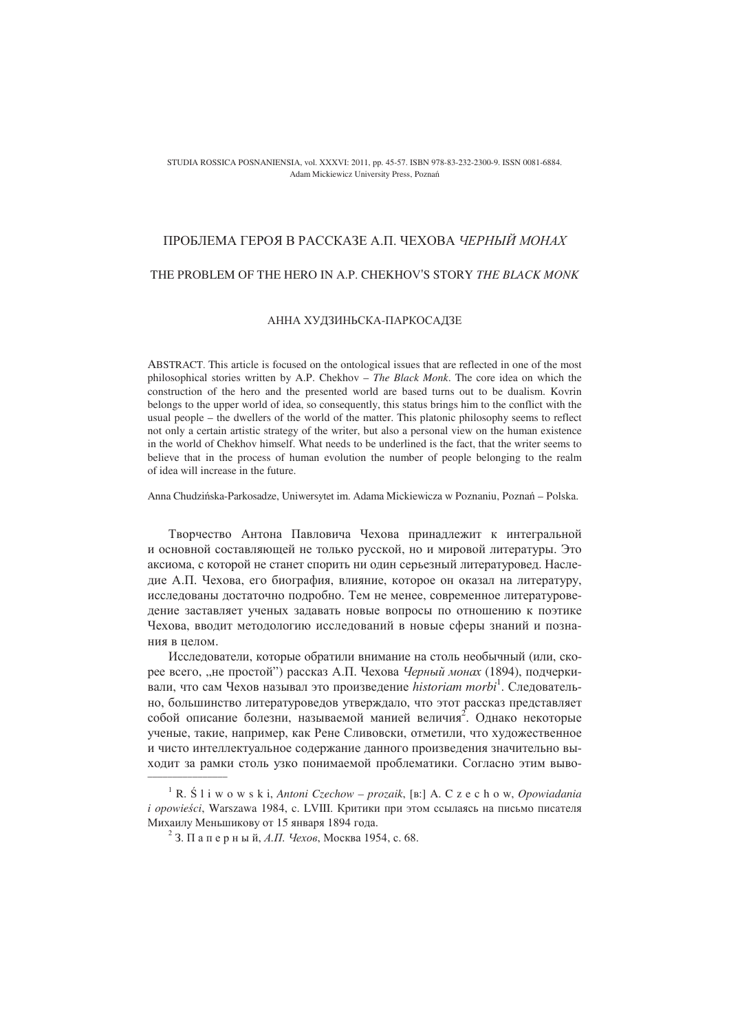# ПРОБЛЕМА ГЕРОЯ В РАССКАЗЕ А.П. ЧЕХОВА *ЧЕРНЫЙ МОНАХ*

## THE PROBLEM OF THE HERO IN A.P. CHEKHOV'S STORY *THE BLACK MONK*

АННА ХУДЗИНЬСКА-ПАРКОСАДЗЕ

ABSTRACT. This article is focused on the ontological issues that are reflected in one of the most philosophical stories written by A.P. Chekhov – *The Black Monk*. The core idea on which the construction of the hero and the presented world are based turns out to be dualism. Kovrin belongs to the upper world of idea, so consequently, this status brings him to the conflict with the usual people – the dwellers of the world of the matter. This platonic philosophy seems to reflect not only a certain artistic strategy of the writer, but also a personal view on the human existence in the world of Chekhov himself. What needs to be underlined is the fact, that the writer seems to believe that in the process of human evolution the number of people belonging to the realm of idea will increase in the future.

Anna Chudzińska-Parkosadze, Uniwersytet im. Adama Mickiewicza w Poznaniu, Poznań – Polska.

Творчество Антона Павловича Чехова принадлежит к интегральной и основной составляющей не только русской, но и мировой литературы. Это аксиома, с которой не станет спорить ни один серьезный литературовед. Наследие А.П. Чехова, его биография, влияние, которое он оказал на литературу, исследованы достаточно подробно. Тем не менее, современное литературоведение заставляет ученых задавать новые вопросы по отношению к поэтике Чехова, вводит методологию исследований в новые сферы знаний и познания в целом.

Исследователи, которые обратили внимание на столь необычный (или, скорее всего, „не простой") рассказ А.П. Чехова *Черный монах* (1894), подчеркивали, что сам Чехов называл это произведение *historiam morbi*[1]. Следовательно, большинство литературоведов утверждало, что этот рассказ представляет собой описание болезни, называемой манией величия[2]. Однако некоторые ученые, такие, например, как Рене Сливовски, отметили, что художественное и чисто интеллектуальное содержание данного произведения значительно выходит за рамки столь узко понимаемой проблематики. Согласно этим выво-

---

[1] R. Śliwowski, *Antoni Czechow – prozaik*, [в:] A. Czechow, *Opowiadania i opowieści*, Warszawa 1984, с. LVIII. Критики при этом ссылаясь на письмо писателя Михаилу Меньшикову от 15 января 1894 года.

[2] З. Паперный, *А.П. Чехов*, Москва 1954, с. 68.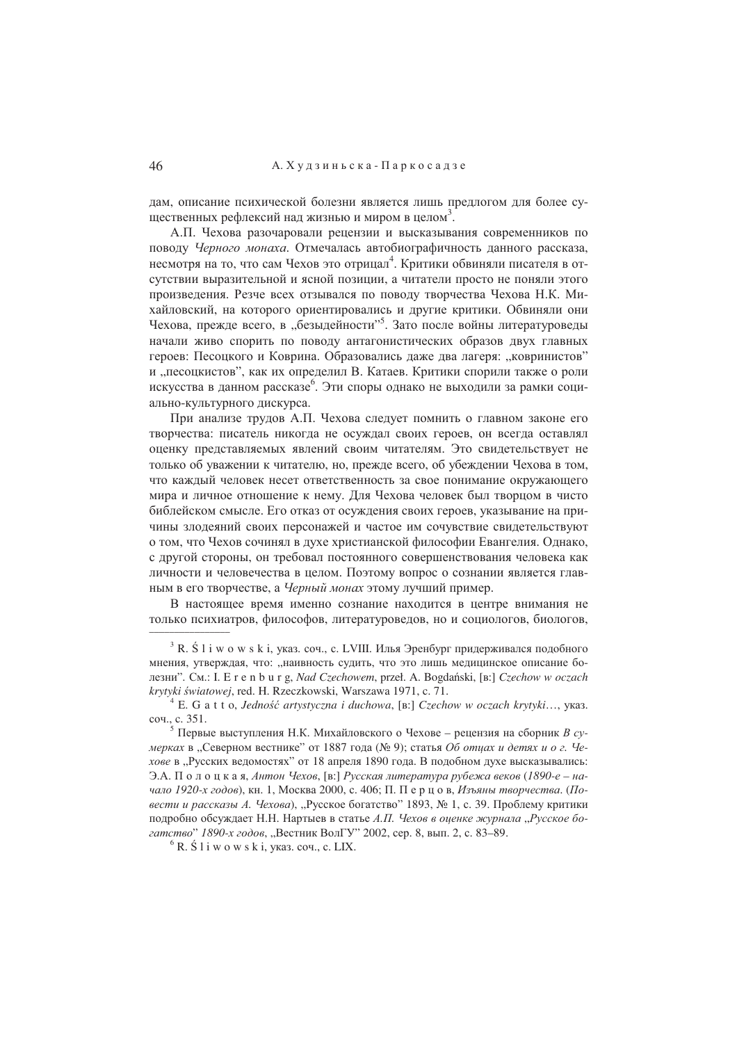дам, описание психической болезни является лишь предлогом для более существенных рефлексий над жизнью и миром в целом[3].

А.П. Чехова разочаровали рецензии и высказывания современников по поводу *Черного монаха*. Отмечалась автобиографичность данного рассказа, несмотря на то, что сам Чехов это отрицал[4]. Критики обвиняли писателя в отсутствии выразительной и ясной позиции, а читатели просто не поняли этого произведения. Резче всех отзывался по поводу творчества Чехова Н.К. Михайловский, на которого ориентировались и другие критики. Обвиняли они Чехова, прежде всего, в „безыдейности"[5]. Зато после войны литературоведы начали живо спорить по поводу антагонистических образов двух главных героев: Песоцкого и Коврина. Образовались даже два лагеря: „ковринистов" и „песоцкистов", как их определил В. Катаев. Критики спорили также о роли искусства в данном рассказе[6]. Эти споры однако не выходили за рамки социально-культурного дискурса.

При анализе трудов А.П. Чехова следует помнить о главном законе его творчества: писатель никогда не осуждал своих героев, он всегда оставлял оценку представляемых явлений своим читателям. Это свидетельствует не только об уважении к читателю, но, прежде всего, об убеждении Чехова в том, что каждый человек несет ответственность за свое понимание окружающего мира и личное отношение к нему. Для Чехова человек был творцом в чисто библейском смысле. Его отказ от осуждения своих героев, указывание на причины злодеяний своих персонажей и частое им сочувствие свидетельствуют о том, что Чехов сочинял в духе христианской философии Евангелия. Однако, с другой стороны, он требовал постоянного совершенствования человека как личности и человечества в целом. Поэтому вопрос о сознании является главным в его творчестве, а *Черный монах* этому лучший пример.

В настоящее время именно сознание находится в центре внимания не только психиатров, философов, литературоведов, но и социологов, биологов,

---

[3] R. Ś l i w o w s k i, указ. соч., с. LVIII. Илья Эренбург придерживался подобного мнения, утверждая, что: „наивность судить, что это лишь медицинское описание болезни". См.: I. E r e n b u r g, *Nad Czechowem*, przeł. A. Bogdański, [в:] *Czechow w oczach krytyki światowej*, red. H. Rzeczkowski, Warszawa 1971, с. 71.

[4] E. G a t t o, *Jedność artystyczna i duchowa*, [в:] *Czechow w oczach krytyki*…, указ. соч., с. 351.

[5] Первые выступления Н.К. Михайловского о Чехове – рецензия на сборник *В сумерках* в „Северном вестнике" от 1887 года (№ 9); статья *Об отцах и детях и о г. Чехове* в „Русских ведомостях" от 18 апреля 1890 года. В подобном духе высказывались: Э.А. П о л о ц к а я, *Антон Чехов*, [в:] *Русская литература рубежа веков* (*1890-е – начало 1920-х годов*), кн. 1, Москва 2000, с. 406; П. П е р ц о в, *Изъяны творчества*. (*Повести и рассказы А. Чехова*), „Русское богатство" 1893, № 1, с. 39. Проблему критики подробно обсуждает Н.Н. Нартыев в статье *А.П. Чехов в оценке журнала „Русское богатство" 1890-х годов*, „Вестник ВолГУ" 2002, сер. 8, вып. 2, с. 83–89.

[6] R. Ś l i w o w s k i, указ. соч., с. LIX.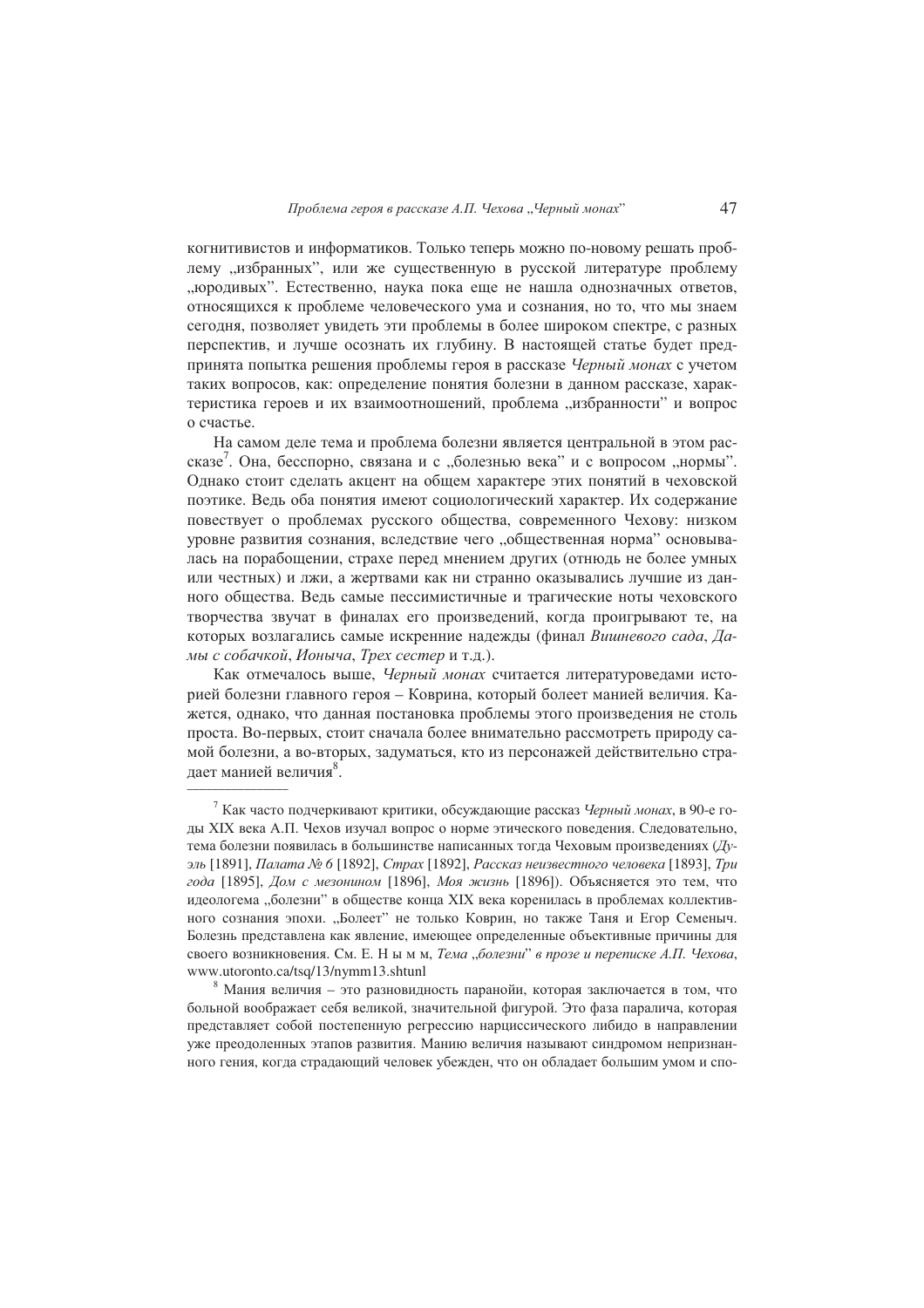когнитивистов и информатиков. Только теперь можно по-новому решать проблему „избранных", или же существенную в русской литературе проблему „юродивых". Естественно, наука пока еще не нашла однозначных ответов, относящихся к проблеме человеческого ума и сознания, но то, что мы знаем сегодня, позволяет увидеть эти проблемы в более широком спектре, с разных перспектив, и лучше осознать их глубину. В настоящей статье будет предпринята попытка решения проблемы героя в рассказе *Черный монах* с учетом таких вопросов, как: определение понятия болезни в данном рассказе, характеристика героев и их взаимоотношений, проблема „избранности" и вопрос о счастье.

На самом деле тема и проблема болезни является центральной в этом рассказе[7]. Она, бесспорно, связана и с „болезнью века" и с вопросом „нормы". Однако стоит сделать акцент на общем характере этих понятий в чеховской поэтике. Ведь оба понятия имеют социологический характер. Их содержание повествует о проблемах русского общества, современного Чехову: низком уровне развития сознания, вследствие чего „общественная норма" основывалась на порабощении, страхе перед мнением других (отнюдь не более умных или честных) и лжи, а жертвами как ни странно оказывались лучшие из данного общества. Ведь самые пессимистичные и трагические ноты чеховского творчества звучат в финалах его произведений, когда проигрывают те, на которых возлагались самые искренние надежды (финал *Вишневого сада*, *Дамы с собачкой*, *Ионыча*, *Трех сестер* и т.д.).

Как отмечалось выше, *Черный монах* считается литературоведами историей болезни главного героя – Коврина, который болеет манией величия. Кажется, однако, что данная постановка проблемы этого произведения не столь проста. Во-первых, стоит сначала более внимательно рассмотреть природу самой болезни, а во-вторых, задуматься, кто из персонажей действительно страдает манией величия[8].

---

[7] Как часто подчеркивают критики, обсуждающие рассказ *Черный монах*, в 90-е годы XIX века А.П. Чехов изучал вопрос о норме этического поведения. Следовательно, тема болезни появилась в большинстве написанных тогда Чеховым произведениях (*Дуэль* [1891], *Палата № 6* [1892], *Страх* [1892], *Рассказ неизвестного человека* [1893], *Три года* [1895], *Дом с мезонином* [1896], *Моя жизнь* [1896]). Объясняется это тем, что идеологема „болезни" в обществе конца XIX века коренилась в проблемах коллективного сознания эпохи. „Болеет" не только Коврин, но также Таня и Егор Семеныч. Болезнь представлена как явление, имеющее определенные объективные причины для своего возникновения. См. Е. Н ы м м, *Тема „болезни" в прозе и переписке А.П. Чехова*, www.utoronto.ca/tsq/13/nymm13.shtunl

[8] Мания величия – это разновидность паранойи, которая заключается в том, что больной воображает себя великой, значительной фигурой. Это фаза паралича, которая представляет собой постепенную регрессию нарциссического либидо в направлении уже преодоленных этапов развития. Манию величия называют синдромом непризнанного гения, когда страдающий человек убежден, что он обладает большим умом и спо-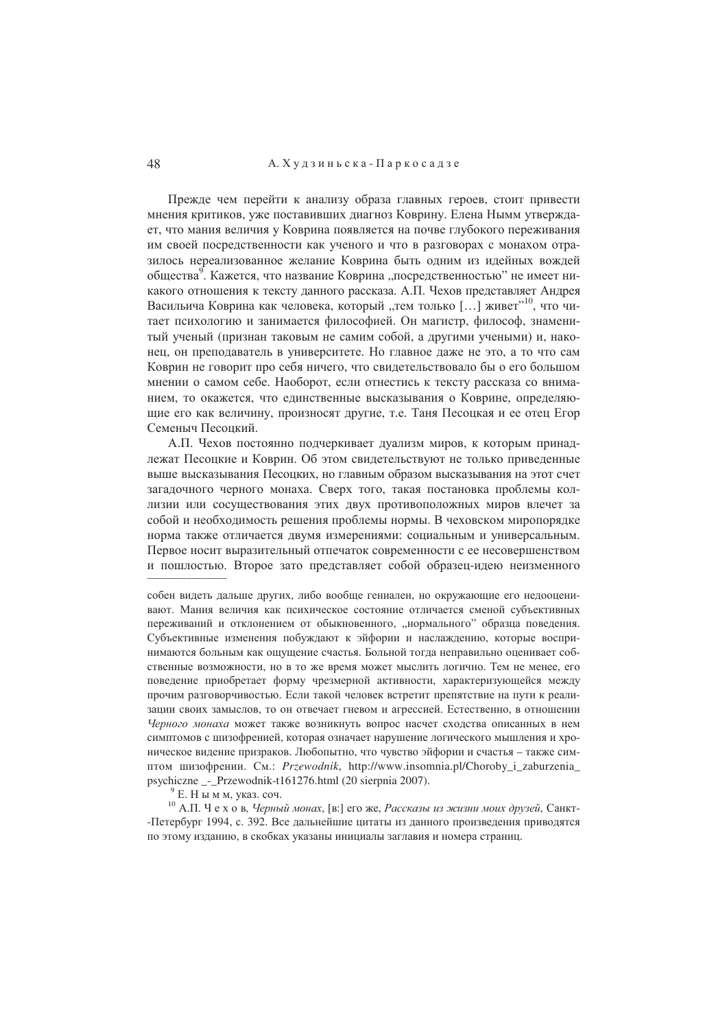Прежде чем перейти к анализу образа главных героев, стоит привести мнения критиков, уже поставивших диагноз Коврину. Елена Ныммм утверждает, что мания величия у Коврина появляется на почве глубокого переживания им своей посредственности как ученого и что в разговорах с монахом отразилось нереализованное желание Коврина быть одним из идейных вождей общества[9]. Кажется, что название Коврина „посредственностью" не имеет никакого отношения к тексту данного рассказа. А.П. Чехов представляет Андрея Васильича Коврина как человека, который „тем только […] живет"[10], что читает психологию и занимается философией. Он магистр, философ, знаменитый ученый (признан таковым не самим собой, а другими учеными) и, наконец, он преподаватель в университете. Но главное даже не это, а то что сам Коврин не говорит про себя ничего, что свидетельствовало бы о его большом мнении о самом себе. Наоборот, если отнестись к тексту рассказа со вниманием, то окажется, что единственные высказывания о Коврине, определяющие его как величину, произносят другие, т.е. Таня Песоцкая и ее отец Егор Семеныч Песоцкий.

А.П. Чехов постоянно подчеркивает дуализм миров, к которым принадлежат Песоцкие и Коврин. Об этом свидетельствуют не только приведенные выше высказывания Песоцких, но главным образом высказывания на этот счет загадочного черного монаха. Сверх того, такая постановка проблемы коллизии или сосуществования этих двух противоположных миров влечет за собой и необходимость решения проблемы нормы. В чеховском миропорядке норма также отличается двумя измерениями: социальным и универсальным. Первое носит выразительный отпечаток современности с ее несовершенством и пошлостью. Второе зато представляет собой образец-идею неизменного

---

собен видеть дальше других, либо вообще гениален, но окружающие его недооценивают. Мания величия как психическое состояние отличается сменой субъективных переживаний и отклонением от обыкновенного, „нормального" образца поведения. Субъективные изменения побуждают к эйфории и наслаждению, которые воспринимаются больным как ощущение счастья. Больной тогда неправильно оценивает собственные возможности, но в то же время может мыслить логично. Тем не менее, его поведение приобретает форму чрезмерной активности, характеризующейся между прочим разговорчивостью. Если такой человек встретит препятствие на пути к реализации своих замыслов, то он отвечает гневом и агрессией. Естественно, в отношении *Черного монаха* может также возникнуть вопрос насчет сходства описанных в нем симптомов с шизофренией, которая означает нарушение логического мышления и хроническое видение призраков. Любопытно, что чувство эйфории и счастья – также симптом шизофрении. См.: *Przewodnik*, http://www.insomnia.pl/Choroby_i_zaburzenia_psychiczne _-_Przewodnik-t161276.html (20 sierpnia 2007).

[9] Е. Н ы м м, указ. соч.

[10] А.П. Ч е х о в, *Черный монах*, [в:] его же, *Рассказы из жизни моих друзей*, Санкт-Петербург 1994, с. 392. Все дальнейшие цитаты из данного произведения приводятся по этому изданию, в скобках указаны инициалы заглавия и номера страниц.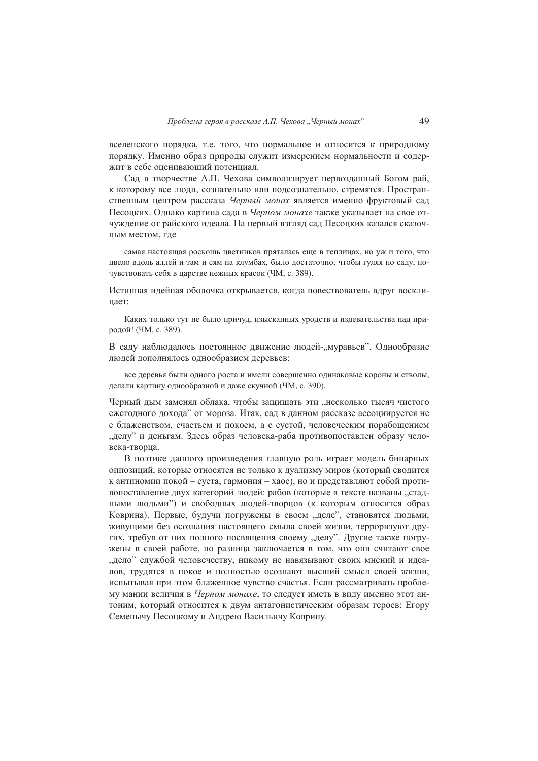вселенского порядка, т.е. того, что нормальное и относится к природному порядку. Именно образ природы служит измерением нормальности и содержит в себе оценивающий потенциал.

Сад в творчестве А.П. Чехова символизирует первозданный Богом рай, к которому все люди, сознательно или подсознательно, стремятся. Пространственным центром рассказа *Черный монах* является именно фруктовый сад Песоцких. Однако картина сада в *Черном монахе* также указывает на свое отчуждение от райского идеала. На первый взгляд сад Песоцких казался сказочным местом, где

> самая настоящая роскошь цветников пряталась еще в теплицах, но уж и того, что цвело вдоль аллей и там и сям на клумбах, было достаточно, чтобы гуляя по саду, почувствовать себя в царстве нежных красок (ЧМ, с. 389).

Истинная идейная оболочка открывается, когда повествователь вдруг восклицает:

> Каких только тут не было причуд, изысканных уродств и издевательства над природой! (ЧМ, с. 389).

В саду наблюдалось постоянное движение людей-„муравьев". Однообразие людей дополнялось однообразием деревьев:

> все деревья были одного роста и имели совершенно одинаковые короны и стволы, делали картину однообразной и даже скучной (ЧМ, с. 390).

Черный дым заменял облака, чтобы защищать эти „несколько тысяч чистого ежегодного дохода" от мороза. Итак, сад в данном рассказе ассоциируется не с блаженством, счастьем и покоем, а с суетой, человеческим порабощением „делу" и деньгам. Здесь образ человека-раба противопоставлен образу человека-творца.

В поэтике данного произведения главную роль играет модель бинарных оппозиций, которые относятся не только к дуализму миров (который сводится к антиномии покой – суета, гармония – хаос), но и представляют собой противопоставление двух категорий людей: рабов (которые в тексте названы „стадными людьми") и свободных людей-творцов (к которым относится образ Коврина). Первые, будучи погружены в своем „деле", становятся людьми, живущими без осознания настоящего смыла своей жизни, терроризуют других, требуя от них полного посвящения своему „делу". Другие также погружены в своей работе, но разница заключается в том, что они считают свое „дело" службой человечеству, никому не навязывают своих мнений и идеалов, трудятся в покое и полностью осознают высший смысл своей жизни, испытывая при этом блаженное чувство счастья. Если рассматривать проблему мании величия в *Черном монахе*, то следует иметь в виду именно этот антоним, который относится к двум антагонистическим образам героев: Егору Семенычу Песоцкому и Андрею Васильичу Коврину.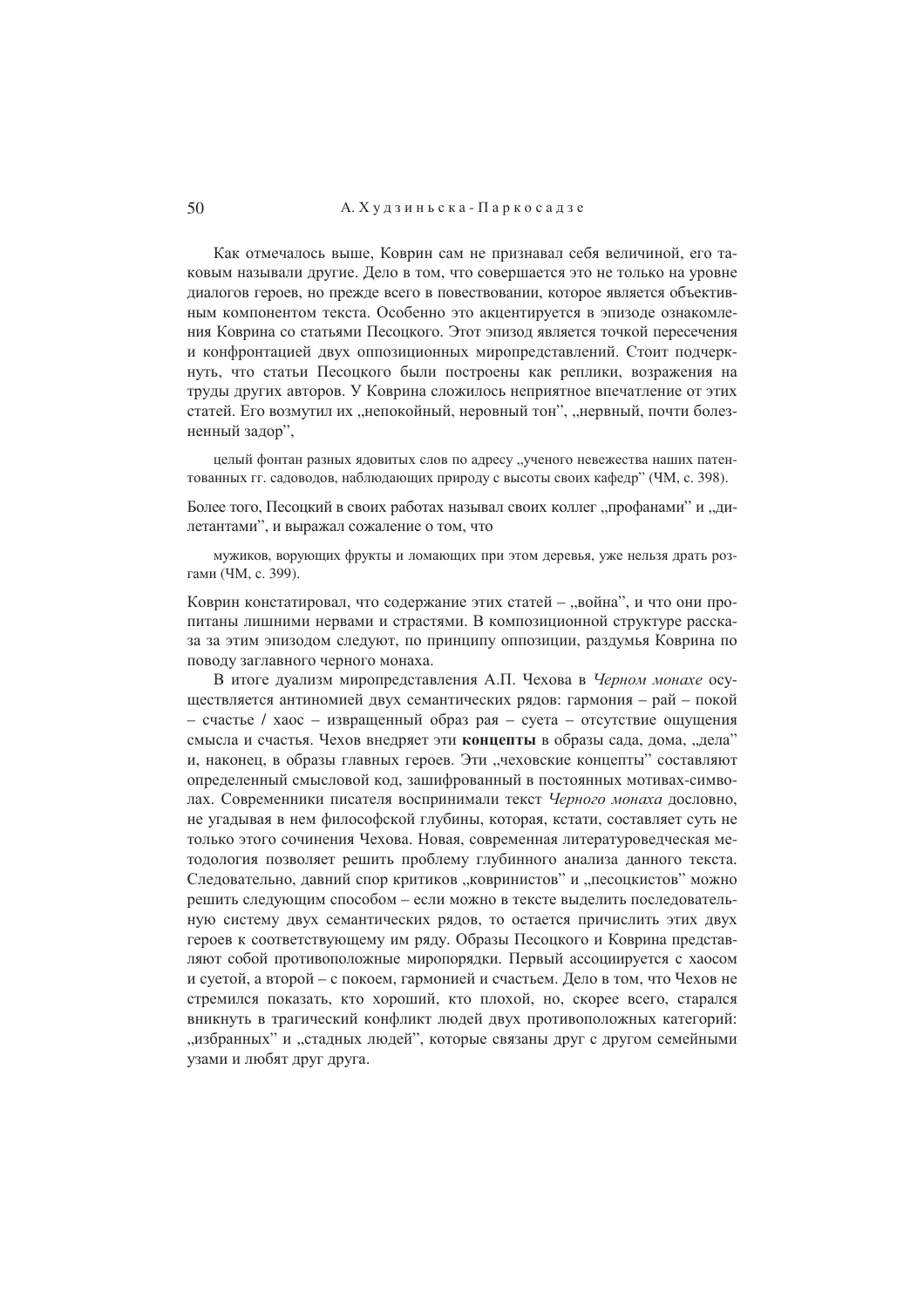Как отмечалось выше, Коврин сам не признавал себя величиной, его таковым называли другие. Дело в том, что совершается это не только на уровне диалогов героев, но прежде всего в повествовании, которое является объективным компонентом текста. Особенно это акцентируется в эпизоде ознакомления Коврина со статьями Песоцкого. Этот эпизод является точкой пересечения и конфронтацией двух оппозиционных миропредставлений. Стоит подчеркнуть, что статьи Песоцкого были построены как реплики, возражения на труды других авторов. У Коврина сложилось неприятное впечатление от этих статей. Его возмутил их „непокойный, неровный тон", „нервный, почти болезненный задор",

> целый фонтан разных ядовитых слов по адресу „ученого невежества наших патентованных гг. садоводов, наблюдающих природу с высоты своих кафедр" (ЧМ, с. 398).

Более того, Песоцкий в своих работах называл своих коллег „профанами" и „дилетантами", и выражал сожаление о том, что

> мужиков, ворующих фрукты и ломающих при этом деревья, уже нельзя драть розгами (ЧМ, с. 399).

Коврин констатировал, что содержание этих статей – „война", и что они пропитаны лишними нервами и страстями. В композиционной структуре рассказа за этим эпизодом следуют, по принципу оппозиции, раздумья Коврина по поводу заглавного черного монаха.

В итоге дуализм миропредставления А.П. Чехова в *Черном монахе* осуществляется антиномией двух семантических рядов: гармония – рай – покой – счастье / хаос – извращенный образ рая – суета – отсутствие ощущения смысла и счастья. Чехов внедряет эти **концепты** в образы сада, дома, „дела" и, наконец, в образы главных героев. Эти „чеховские концепты" составляют определенный смысловой код, зашифрованный в постоянных мотивах-символах. Современники писателя воспринимали текст *Черного монаха* дословно, не угадывая в нем философской глубины, которая, кстати, составляет суть не только этого сочинения Чехова. Новая, современная литературоведческая методология позволяет решить проблему глубинного анализа данного текста. Следовательно, давний спор критиков „ковринистов" и „песоцкистов" можно решить следующим способом – если можно в тексте выделить последовательную систему двух семантических рядов, то остается причислить этих двух героев к соответствующему им ряду. Образы Песоцкого и Коврина представляют собой противоположные миропорядки. Первый ассоциируется с хаосом и суетой, а второй – с покоем, гармонией и счастьем. Дело в том, что Чехов не стремился показать, кто хороший, кто плохой, но, скорее всего, старался вникнуть в трагический конфликт людей двух противоположных категорий: „избранных" и „стадных людей", которые связаны друг с другом семейными узами и любят друг друга.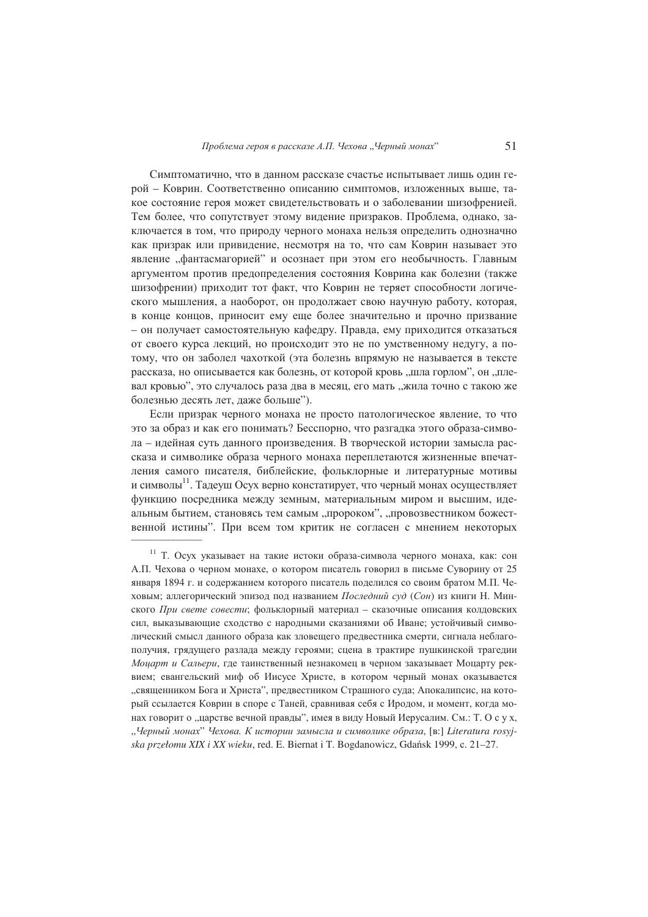Симптоматично, что в данном рассказе счастье испытывает лишь один герой – Коврин. Соответственно описанию симптомов, изложенных выше, такое состояние героя может свидетельствовать и о заболевании шизофренией. Тем более, что сопутствует этому видение призраков. Проблема, однако, заключается в том, что природу черного монаха нельзя определить однозначно как призрак или привидение, несмотря на то, что сам Коврин называет это явление „фантасмагорией" и осознает при этом его необычность. Главным аргументом против предопределения состояния Коврина как болезни (также шизофрении) приходит тот факт, что Коврин не теряет способности логического мышления, а наоборот, он продолжает свою научную работу, которая, в конце концов, приносит ему еще более значительно и прочно призвание – он получает самостоятельную кафедру. Правда, ему приходится отказаться от своего курса лекций, но происходит это не по умственному недугу, а потому, что он заболел чахоткой (эта болезнь впрямую не называется в тексте рассказа, но описывается как болезнь, от которой кровь „шла горлом", он „плевал кровью", это случалось раза два в месяц, его мать „жила точно с такою же болезнью десять лет, даже больше").

Если призрак черного монаха не просто патологическое явление, то что это за образ и как его понимать? Бесспорно, что разгадка этого образа-символа – идейная суть данного произведения. В творческой истории замысла рассказа и символике образа черного монаха переплетаются жизненные впечатления самого писателя, библейские, фольклорные и литературные мотивы и символы[11]. Тадеуш Осух верно констатирует, что черный монах осуществляет функцию посредника между земным, материальным миром и высшим, идеальным бытием, становясь тем самым „пророком", „провозвестником божественной истины". При всем том критик не согласен с мнением некоторых

---

[11] Т. Осух указывает на такие истоки образа-символа черного монаха, как: сон А.П. Чехова о черном монахе, о котором писатель говорил в письме Суворину от 25 января 1894 г. и содержанием которого писатель поделился со своим братом М.П. Чеховым; аллегорический эпизод под названием *Последний суд* (*Сон*) из книги Н. Минского *При свете совести*; фольклорный материал – сказочные описания колдовских сил, выказывающие сходство с народными сказаниями об Иване; устойчивый символический смысл данного образа как зловещего предвестника смерти, сигнала неблагополучия, грядущего разлада между героями; сцена в трактире пушкинской трагедии *Моцарт и Сальери*, где таинственный незнакомец в черном заказывает Моцарту реквием; евангельский миф об Иисусе Христе, в котором черный монах оказывается „священником Бога и Христа", предвестником Страшного суда; Апокалипсис, на который ссылается Коврин в споре с Таней, сравнивая себя с Иродом, и момент, когда монах говорит о „царстве вечной правды", имея в виду Новый Иерусалим. См.: Т. О с у х, „*Черный монах*" *Чехова. К истории замысла и символике образа*, [в:] *Literatura rosyjska przełomu XIX i XX wieku*, red. E. Biernat i T. Bogdanowicz, Gdańsk 1999, с. 21–27.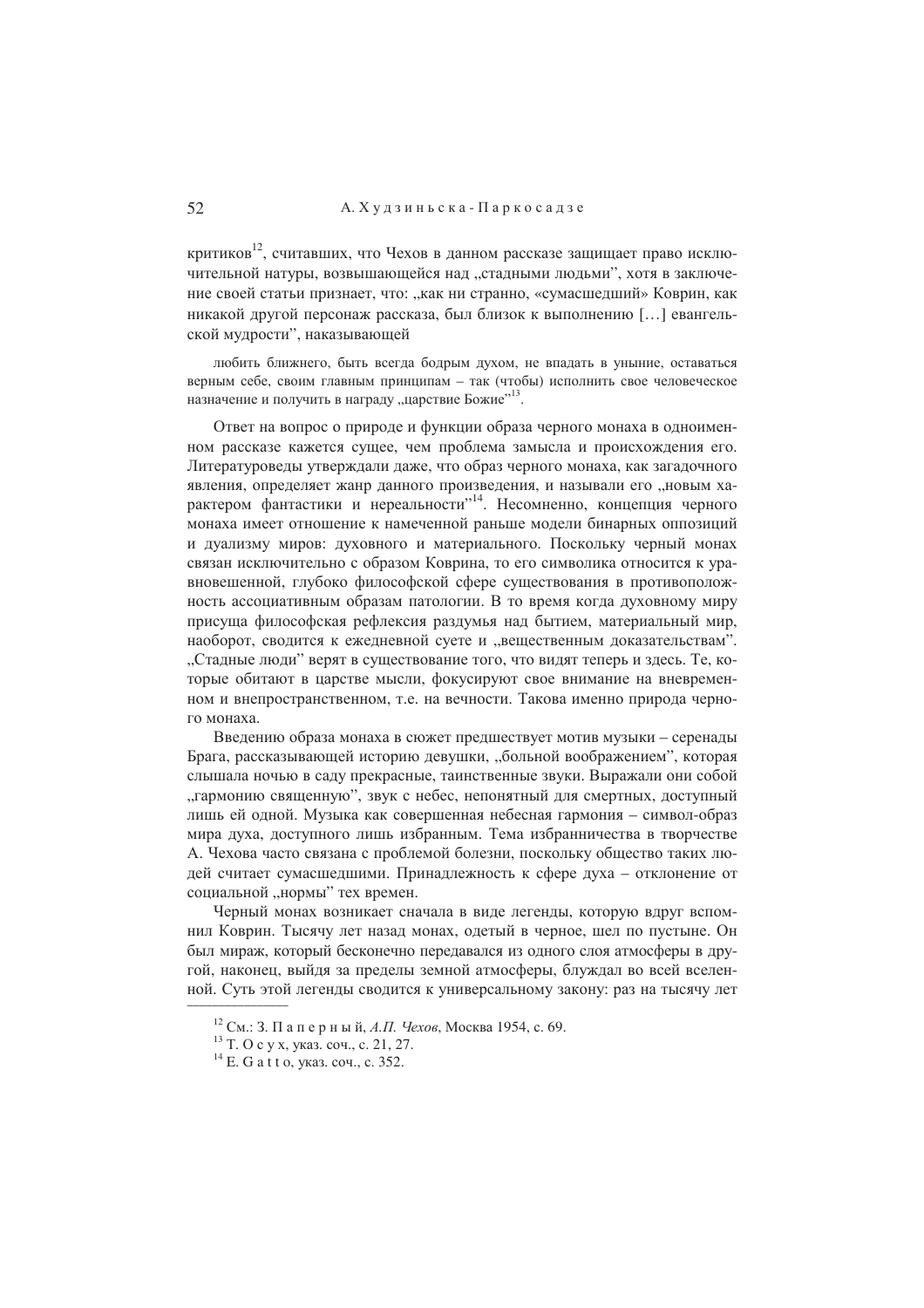критиков[12], считавших, что Чехов в данном рассказе защищает право исключительной натуры, возвышающейся над „стадными людьми", хотя в заключение своей статьи признает, что: „как ни странно, «сумасшедший» Коврин, как никакой другой персонаж рассказа, был близок к выполнению [...] евангельской мудрости", наказывающей

> любить ближнего, быть всегда бодрым духом, не впадать в уныние, оставаться верным себе, своим главным принципам – так (чтобы) исполнить свое человеческое назначение и получить в награду „царствие Божие"[13].

Ответ на вопрос о природе и функции образа черного монаха в одноименном рассказе кажется сущее, чем проблема замысла и происхождения его. Литературоведы утверждали даже, что образ черного монаха, как загадочного явления, определяет жанр данного произведения, и называли его „новым характером фантастики и нереальности"[14]. Несомненно, концепция черного монаха имеет отношение к намеченной раньше модели бинарных оппозиций и дуализму миров: духовного и материального. Поскольку черный монах связан исключительно с образом Коврина, то его символика относится к уравновешенной, глубоко философской сфере существования в противоположность ассоциативным образам патологии. В то время когда духовному миру присуща философская рефлексия раздумья над бытием, материальный мир, наоборот, сводится к ежедневной суете и „вещественным доказательствам". „Стадные люди" верят в существование того, что видят теперь и здесь. Те, которые обитают в царстве мысли, фокусируют свое внимание на вневременном и внепространственном, т.е. на вечности. Такова именно природа черного монаха.

Введению образа монаха в сюжет предшествует мотив музыки – серенады Брага, рассказывающей историю девушки, „больной воображением", которая слышала ночью в саду прекрасные, таинственные звуки. Выражали они собой „гармонию священную", звук с небес, непонятный для смертных, доступный лишь ей одной. Музыка как совершенная небесная гармония – символ-образ мира духа, доступного лишь избранным. Тема избранничества в творчестве А. Чехова часто связана с проблемой болезни, поскольку общество таких людей считает сумасшедшими. Принадлежность к сфере духа – отклонение от социальной „нормы" тех времен.

Черный монах возникает сначала в виде легенды, которую вдруг вспомнил Коврин. Тысячу лет назад монах, одетый в черное, шел по пустыне. Он был мираж, который бесконечно передавался из одного слоя атмосферы в другой, наконец, выйдя за пределы земной атмосферы, блуждал во всей вселенной. Суть этой легенды сводится к универсальному закону: раз на тысячу лет

---

[12] См.: З. Паперный, *А.П. Чехов*, Москва 1954, с. 69.

[13] Т. Осух, указ. соч., с. 21, 27.

[14] E. Gatto, указ. соч., с. 352.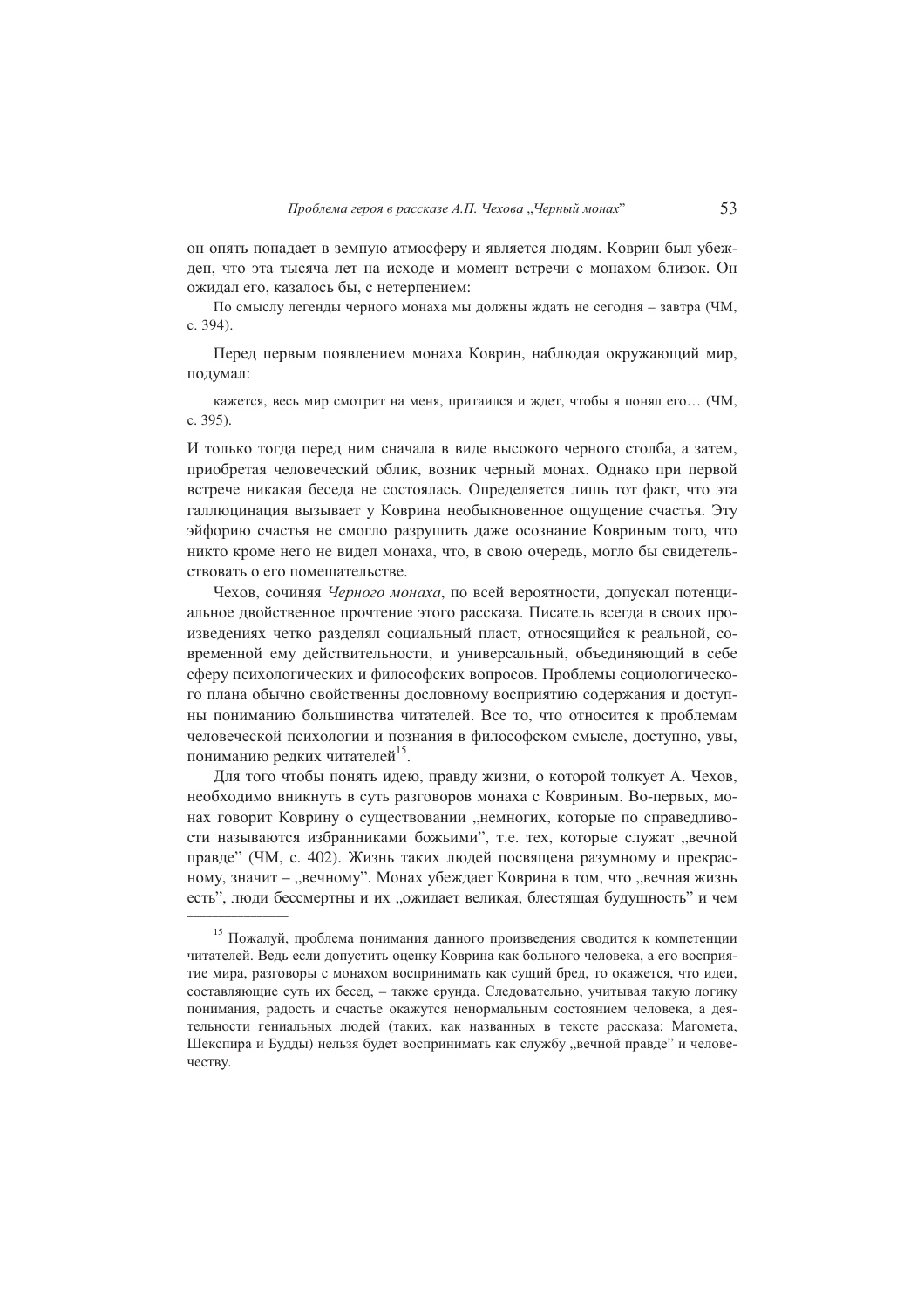он опять попадает в земную атмосферу и является людям. Коврин был убежден, что эта тысяча лет на исходе и момент встречи с монахом близок. Он ожидал его, казалось бы, с нетерпением:

> По смыслу легенды черного монаха мы должны ждать не сегодня – завтра (ЧМ, с. 394).

Перед первым появлением монаха Коврин, наблюдая окружающий мир, подумал:

> кажется, весь мир смотрит на меня, притаился и ждет, чтобы я понял его… (ЧМ, с. 395).

И только тогда перед ним сначала в виде высокого черного столба, а затем, приобретая человеческий облик, возник черный монах. Однако при первой встрече никакая беседа не состоялась. Определяется лишь тот факт, что эта галлюцинация вызывает у Коврина необыкновенное ощущение счастья. Эту эйфорию счастья не смогло разрушить даже осознание Ковриным того, что никто кроме него не видел монаха, что, в свою очередь, могло бы свидетельствовать о его помешательстве.

Чехов, сочиняя *Черного монаха*, по всей вероятности, допускал потенциальное двойственное прочтение этого рассказа. Писатель всегда в своих произведениях четко разделял социальный пласт, относящийся к реальной, современной ему действительности, и универсальный, объединяющий в себе сферу психологических и философских вопросов. Проблемы социологического плана обычно свойственны дословному восприятию содержания и доступны пониманию большинства читателей. Все то, что относится к проблемам человеческой психологии и познания в философском смысле, доступно, увы, пониманию редких читателей[15].

Для того чтобы понять идею, правду жизни, о которой толкует А. Чехов, необходимо вникнуть в суть разговоров монаха с Ковриным. Во-первых, монах говорит Коврину о существовании „немногих, которые по справедливости называются избранниками божьими", т.е. тех, которые служат „вечной правде" (ЧМ, с. 402). Жизнь таких людей посвящена разумному и прекрасному, значит – „вечному". Монах убеждает Коврина в том, что „вечная жизнь есть", люди бессмертны и их „ожидает великая, блестящая будущность" и чем

---

[15] Пожалуй, проблема понимания данного произведения сводится к компетенции читателей. Ведь если допустить оценку Коврина как больного человека, а его восприятие мира, разговоры с монахом воспринимать как сущий бред, то окажется, что идеи, составляющие суть их бесед, – также ерунда. Следовательно, учитывая такую логику понимания, радость и счастье окажутся ненормальным состоянием человека, а деятельности гениальных людей (таких, как названных в тексте рассказа: Магомета, Шекспира и Будды) нельзя будет воспринимать как службу „вечной правде" и человечеству.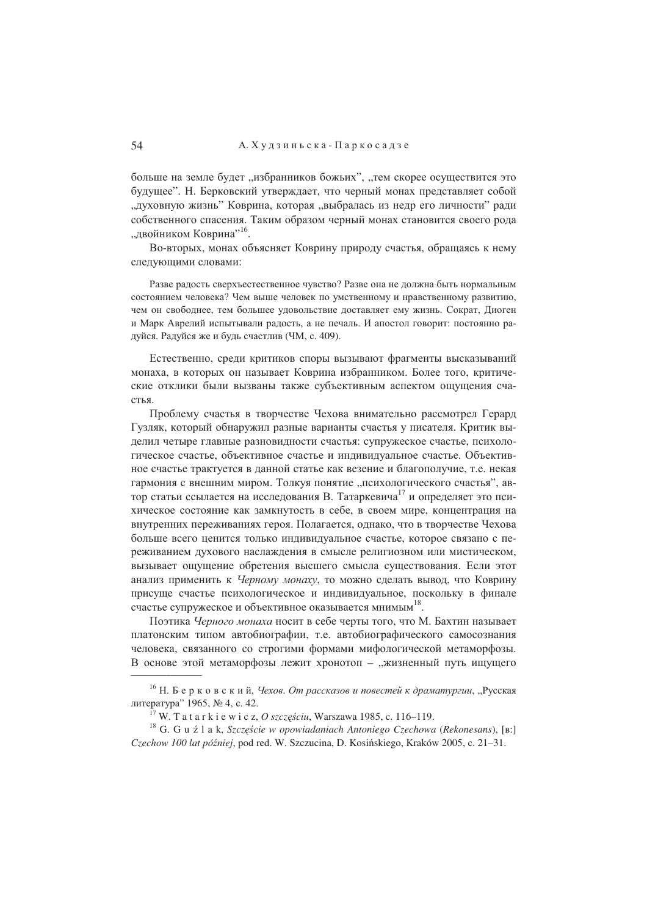больше на земле будет „избранников божьих", „тем скорее осуществится это будущее". Н. Берковский утверждает, что черный монах представляет собой „духовную жизнь" Коврина, которая „выбралась из недр его личности" ради собственного спасения. Таким образом черный монах становится своего рода „двойником Коврина"[16].

Во-вторых, монах объясняет Коврину природу счастья, обращаясь к нему следующими словами:

> Разве радость сверхъестественное чувство? Разве она не должна быть нормальным состоянием человека? Чем выше человек по умственному и нравственному развитию, чем он свободнее, тем большее удовольствие доставляет ему жизнь. Сократ, Диоген и Марк Аврелий испытывали радость, а не печаль. И апостол говорит: постоянно радуйся. Радуйся же и будь счастлив (ЧМ, с. 409).

Естественно, среди критиков споры вызывают фрагменты высказываний монаха, в которых он называет Коврина избранником. Более того, критические отклики были вызваны также субъективным аспектом ощущения счастья.

Проблему счастья в творчестве Чехова внимательно рассмотрел Герард Гузляк, который обнаружил разные варианты счастья у писателя. Критик выделил четыре главные разновидности счастья: супружеское счастье, психологическое счастье, объективное счастье и индивидуальное счастье. Объективное счастье трактуется в данной статье как везение и благополучие, т.е. некая гармония с внешним миром. Толкуя понятие „психологического счастья", автор статьи ссылается на исследования В. Татаркевича[17] и определяет это психическое состояние как замкнутость в себе, в своем мире, концентрация на внутренних переживаниях героя. Полагается, однако, что в творчестве Чехова больше всего ценится только индивидуальное счастье, которое связано с переживанием духового наслаждения в смысле религиозном или мистическом, вызывает ощущение обретения высшего смысла существования. Если этот анализ применить к *Черному монаху*, то можно сделать вывод, что Коврину присуще счастье психологическое и индивидуальное, поскольку в финале счастье супружеское и объективное оказывается мнимым[18].

Поэтика *Черного монаха* носит в себе черты того, что М. Бахтин называет платонским типом автобиографии, т.е. автобиографического самосознания человека, связанного со строгими формами мифологической метаморфозы. В основе этой метаморфозы лежит хронотоп – „жизненный путь ищущего

---

[16] Н. Берковский, *Чехов. От рассказов и повестей к драматургии*, „Русская литература" 1965, № 4, с. 42.

[17] W. Tatarkiewicz, *O szczęściu*, Warszawa 1985, c. 116–119.

[18] G. Guźlak, *Szczęście w opowiadaniach Antoniego Czechowa* (*Rekonesans*), [в:] *Czechow 100 lat później*, pod red. W. Szczucina, D. Kosińskiego, Kraków 2005, c. 21–31.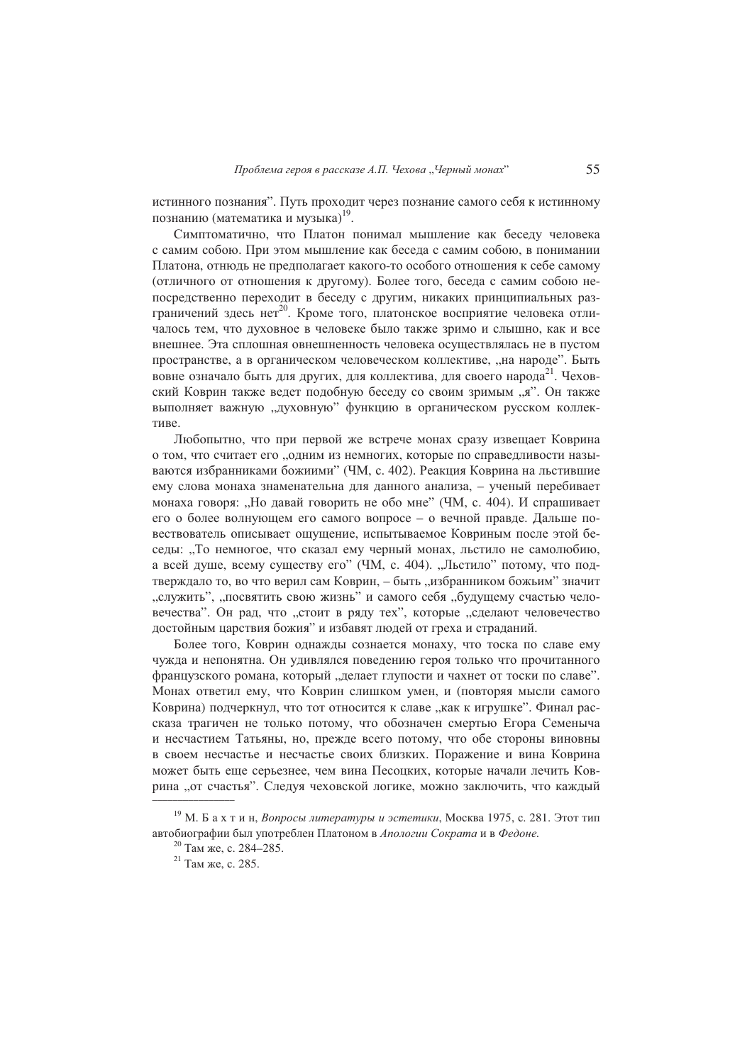истинного познания". Путь проходит через познание самого себя к истинному познанию (математика и музыка)[19].

Симптоматично, что Платон понимал мышление как беседу человека с самим собою. При этом мышление как беседа с самим собою, в понимании Платона, отнюдь не предполагает какого-то особого отношения к себе самому (отличного от отношения к другому). Более того, беседа с самим собою непосредственно переходит в беседу с другим, никаких принципиальных разграничений здесь нет[20]. Кроме того, платонское восприятие человека отличалось тем, что духовное в человеке было также зримо и слышно, как и все внешнее. Эта сплошная овнешненность человека осуществлялась не в пустом пространстве, а в органическом человеческом коллективе, „на народе". Быть вовне означало быть для других, для коллектива, для своего народа[21]. Чеховский Коврин также ведет подобную беседу со своим зримым „я". Он также выполняет важную „духовную" функцию в органическом русском коллективе.

Любопытно, что при первой же встрече монах сразу извещает Коврина о том, что считает его „одним из немногих, которые по справедливости называются избранниками божиими" (ЧМ, с. 402). Реакция Коврина на льстившие ему слова монаха знаменательна для данного анализа, – ученый перебивает монаха говоря: „Но давай говорить не обо мне" (ЧМ, с. 404). И спрашивает его о более волнующем его самого вопросе – о вечной правде. Дальше повествователь описывает ощущение, испытываемое Ковриным после этой беседы: „То немногое, что сказал ему черный монах, льстило не самолюбию, а всей душе, всему существу его" (ЧМ, с. 404). „Льстило" потому, что подтверждало то, во что верил сам Коврин, – быть „избранником божьим" значит „служить", „посвятить свою жизнь" и самого себя „будущему счастью человечества". Он рад, что „стоит в ряду тех", которые „сделают человечество достойным царствия божия" и избавят людей от греха и страданий.

Более того, Коврин однажды сознается монаху, что тоска по славе ему чужда и непонятна. Он удивлялся поведению героя только что прочитанного французского романа, который „делает глупости и чахнет от тоски по славе". Монах ответил ему, что Коврин слишком умен, и (повторяя мысли самого Коврина) подчеркнул, что тот относится к славе „как к игрушке". Финал рассказа трагичен не только потому, что обозначен смертью Егора Семеныча и несчастием Татьяны, но, прежде всего потому, что обе стороны виновны в своем несчастье и несчастье своих близких. Поражение и вина Коврина может быть еще серьезнее, чем вина Песоцких, которые начали лечить Коврина „от счастья". Следуя чеховской логике, можно заключить, что каждый

---

[19] М. Б а х т и н, *Вопросы литературы и эстетики*, Москва 1975, с. 281. Этот тип автобиографии был употреблен Платоном в *Апологии Сократа* и в *Федоне*.

[20] Там же, с. 284–285.

[21] Там же, с. 285.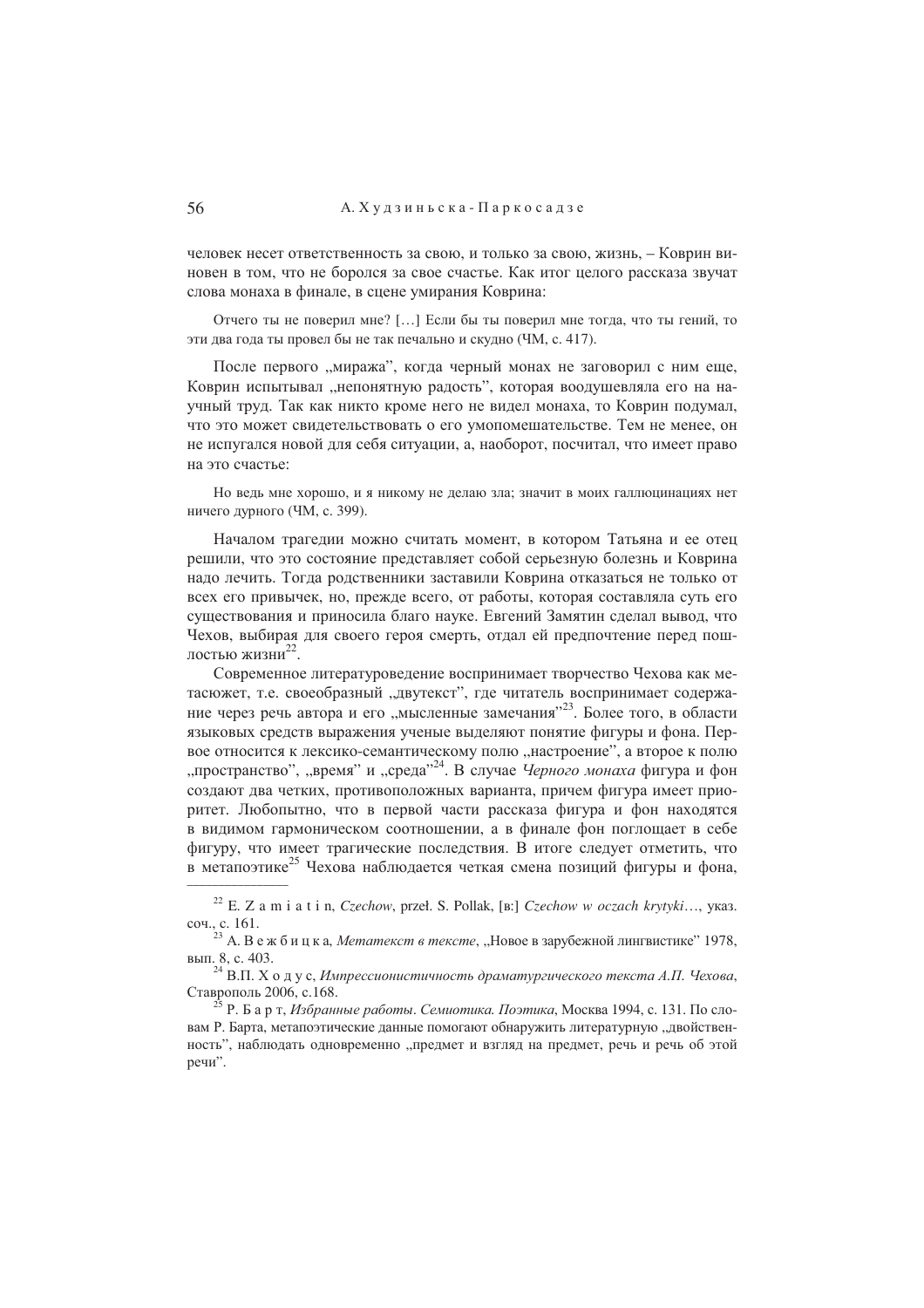человек несет ответственность за свою, и только за свою, жизнь, – Коврин виновен в том, что не боролся за свое счастье. Как итог целого рассказа звучат слова монаха в финале, в сцене умирания Коврина:

> Отчего ты не поверил мне? […] Если бы ты поверил мне тогда, что ты гений, то эти два года ты провел бы не так печально и скудно (ЧМ, с. 417).

После первого „миража", когда черный монах не заговорил с ним еще, Коврин испытывал „непонятную радость", которая воодушевляла его на научный труд. Так как никто кроме него не видел монаха, то Коврин подумал, что это может свидетельствовать о его умопомешательстве. Тем не менее, он не испугался новой для себя ситуации, а, наоборот, посчитал, что имеет право на это счастье:

> Но ведь мне хорошо, и я никому не делаю зла; значит в моих галлюцинациях нет ничего дурного (ЧМ, с. 399).

Началом трагедии можно считать момент, в котором Татьяна и ее отец решили, что это состояние представляет собой серьезную болезнь и Коврина надо лечить. Тогда родственники заставили Коврина отказаться не только от всех его привычек, но, прежде всего, от работы, которая составляла суть его существования и приносила благо науке. Евгений Замятин сделал вывод, что Чехов, выбирая для своего героя смерть, отдал ей предпочтение перед пошлостью жизни[22].

Современное литературоведение воспринимает творчество Чехова как метасюжет, т.е. своеобразный „двутекст", где читатель воспринимает содержание через речь автора и его „мысленные замечания"[23]. Более того, в области языковых средств выражения ученые выделяют понятие фигуры и фона. Первое относится к лексико-семантическому полю „настроение", а второе к полю „пространство", „время" и „среда"[24]. В случае *Черного монаха* фигура и фон создают два четких, противоположных варианта, причем фигура имеет приоритет. Любопытно, что в первой части рассказа фигура и фон находятся в видимом гармоническом соотношении, а в финале фон поглощает в себе фигуру, что имеет трагические последствия. В итоге следует отметить, что в метапоэтике[25] Чехова наблюдается четкая смена позиций фигуры и фона,

---

[22] E. Z a m i a t i n, *Czechow*, przeł. S. Pollak, [в:] *Czechow w oczach krytyki*…, указ. соч., с. 161.

[23] А. В е ж б и ц к а, *Метатекст в тексте*, „Новое в зарубежной лингвистике" 1978, вып. 8, с. 403.

[24] В.П. Х о д у с, *Импрессионистичность драматургического текста А.П. Чехова*, Ставрополь 2006, с.168.

[25] Р. Б а р т, *Избранные работы. Семиотика. Поэтика*, Москва 1994, с. 131. По словам Р. Барта, метапоэтические данные помогают обнаружить литературную „двойственность", наблюдать одновременно „предмет и взгляд на предмет, речь и речь об этой речи".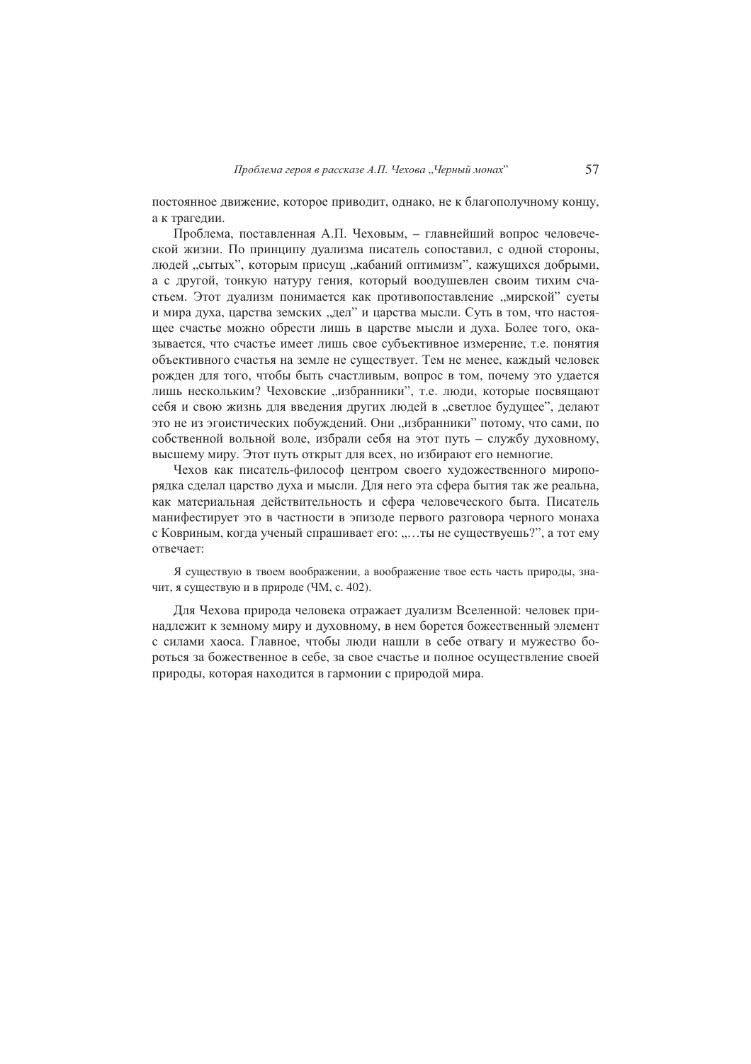постоянное движение, которое приводит, однако, не к благополучному концу, а к трагедии.

Проблема, поставленная А.П. Чеховым, – главнейший вопрос человеческой жизни. По принципу дуализма писатель сопоставил, с одной стороны, людей „сытых", которым присущ „кабаний оптимизм", кажущихся добрыми, а с другой, тонкую натуру гения, который воодушевлен своим тихим счастьем. Этот дуализм понимается как противопоставление „мирской" суеты и мира духа, царства земских „дел" и царства мысли. Суть в том, что настоящее счастье можно обрести лишь в царстве мысли и духа. Более того, оказывается, что счастье имеет лишь свое субъективное измерение, т.е. понятия объективного счастья на земле не существует. Тем не менее, каждый человек рожден для того, чтобы быть счастливым, вопрос в том, почему это удается лишь нескольким? Чеховские „избранники", т.е. люди, которые посвящают себя и свою жизнь для введения других людей в „светлое будущее", делают это не из эгоистических побуждений. Они „избранники" потому, что сами, по собственной вольной воле, избрали себя на этот путь – службу духовному, высшему миру. Этот путь открыт для всех, но избирают его немногие.

Чехов как писатель-философ центром своего художественного миропорядка сделал царство духа и мысли. Для него эта сфера бытия так же реальна, как материальная действительность и сфера человеческого быта. Писатель манифестирует это в частности в эпизоде первого разговора черного монаха с Ковриным, когда ученый спрашивает его: „…ты не существуешь?", а тот ему отвечает:

> Я существую в твоем воображении, а воображение твое есть часть природы, значит, я существую и в природе (ЧМ, с. 402).

Для Чехова природа человека отражает дуализм Вселенной: человек принадлежит к земному миру и духовному, в нем борется божественный элемент с силами хаоса. Главное, чтобы люди нашли в себе отвагу и мужество бороться за божественное в себе, за свое счастье и полное осуществление своей природы, которая находится в гармонии с природой мира.